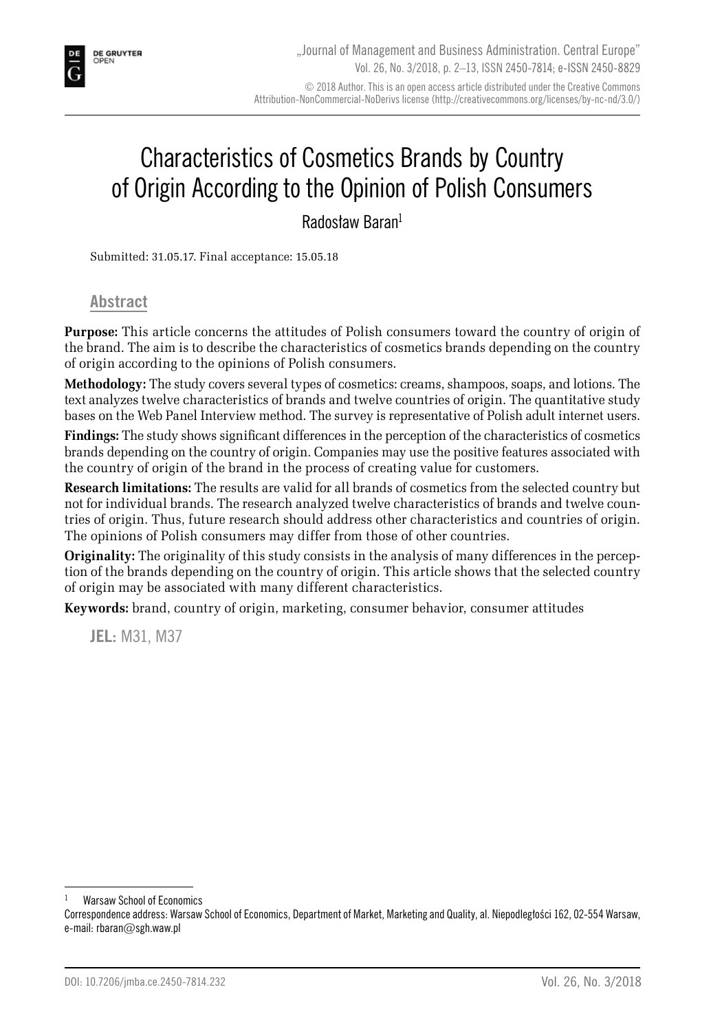# Characteristics of Cosmetics Brands by Country of Origin According to the Opinion of Polish Consumers

Radosław Baran[1]

Submitted: 31.05.17. Final acceptance: 15.05.18

## Abstract

**Purpose:** This article concerns the attitudes of Polish consumers toward the country of origin of the brand. The aim is to describe the characteristics of cosmetics brands depending on the country of origin according to the opinions of Polish consumers.

**Methodology:** The study covers several types of cosmetics: creams, shampoos, soaps, and lotions. The text analyzes twelve characteristics of brands and twelve countries of origin. The quantitative study bases on the Web Panel Interview method. The survey is representative of Polish adult internet users.

**Findings:** The study shows significant differences in the perception of the characteristics of cosmetics brands depending on the country of origin. Companies may use the positive features associated with the country of origin of the brand in the process of creating value for customers.

**Research limitations:** The results are valid for all brands of cosmetics from the selected country but not for individual brands. The research analyzed twelve characteristics of brands and twelve countries of origin. Thus, future research should address other characteristics and countries of origin. The opinions of Polish consumers may differ from those of other countries.

**Originality:** The originality of this study consists in the analysis of many differences in the perception of the brands depending on the country of origin. This article shows that the selected country of origin may be associated with many different characteristics.

**Keywords:** brand, country of origin, marketing, consumer behavior, consumer attitudes

**JEL:** M31, M37

---

[1] Warsaw School of Economics

Correspondence address: Warsaw School of Economics, Department of Market, Marketing and Quality, al. Niepodległości 162, 02-554 Warsaw, e-mail: rbaran@sgh.waw.pl

DOI: 10.7206/jmba.ce.2450-7814.232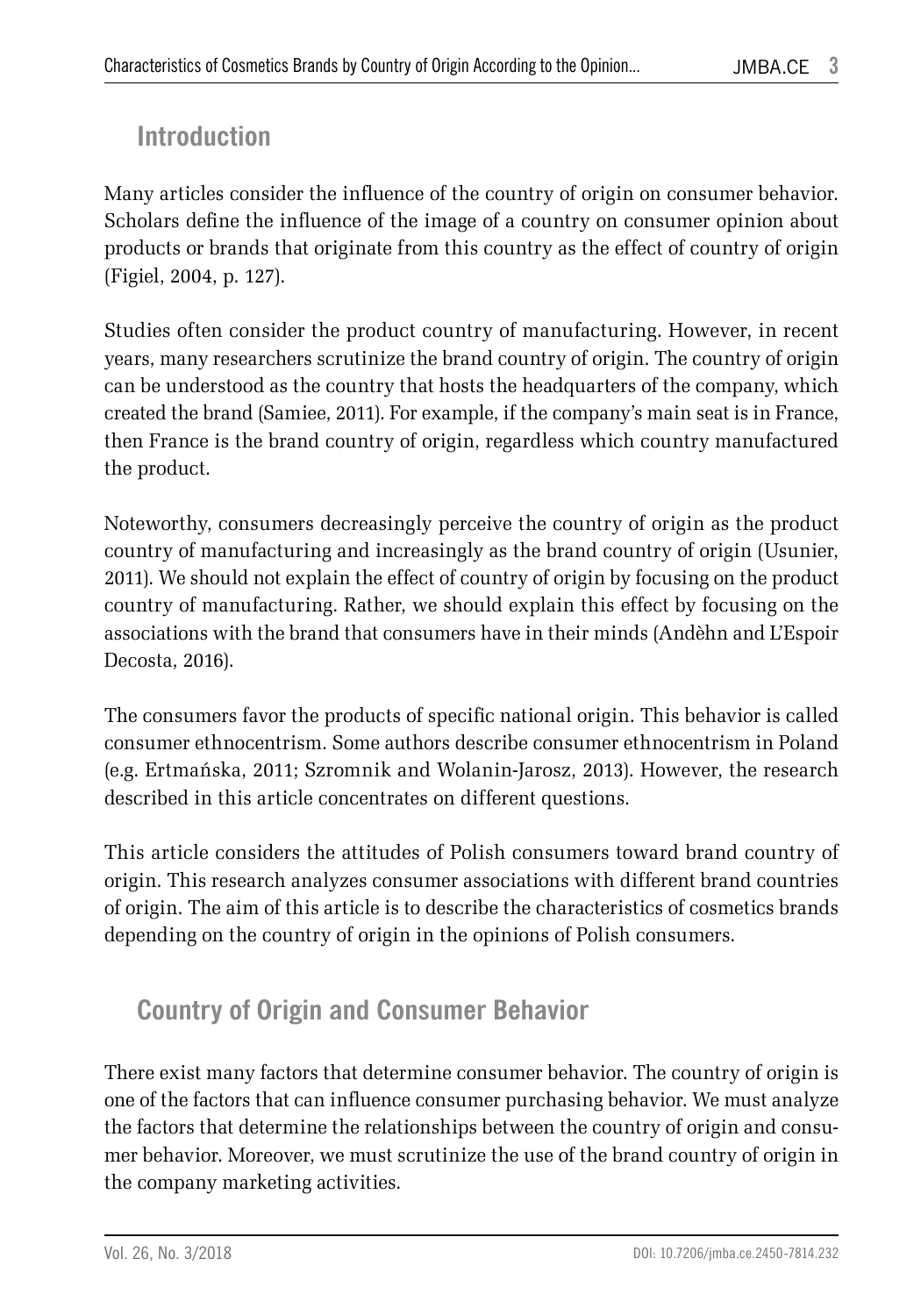## Introduction

Many articles consider the influence of the country of origin on consumer behavior. Scholars define the influence of the image of a country on consumer opinion about products or brands that originate from this country as the effect of country of origin (Figiel, 2004, p. 127).

Studies often consider the product country of manufacturing. However, in recent years, many researchers scrutinize the brand country of origin. The country of origin can be understood as the country that hosts the headquarters of the company, which created the brand (Samiee, 2011). For example, if the company's main seat is in France, then France is the brand country of origin, regardless which country manufactured the product.

Noteworthy, consumers decreasingly perceive the country of origin as the product country of manufacturing and increasingly as the brand country of origin (Usunier, 2011). We should not explain the effect of country of origin by focusing on the product country of manufacturing. Rather, we should explain this effect by focusing on the associations with the brand that consumers have in their minds (Andèhn and L'Espoir Decosta, 2016).

The consumers favor the products of specific national origin. This behavior is called consumer ethnocentrism. Some authors describe consumer ethnocentrism in Poland (e.g. Ertmańska, 2011; Szromnik and Wolanin-Jarosz, 2013). However, the research described in this article concentrates on different questions.

This article considers the attitudes of Polish consumers toward brand country of origin. This research analyzes consumer associations with different brand countries of origin. The aim of this article is to describe the characteristics of cosmetics brands depending on the country of origin in the opinions of Polish consumers.

## Country of Origin and Consumer Behavior

There exist many factors that determine consumer behavior. The country of origin is one of the factors that can influence consumer purchasing behavior. We must analyze the factors that determine the relationships between the country of origin and consumer behavior. Moreover, we must scrutinize the use of the brand country of origin in the company marketing activities.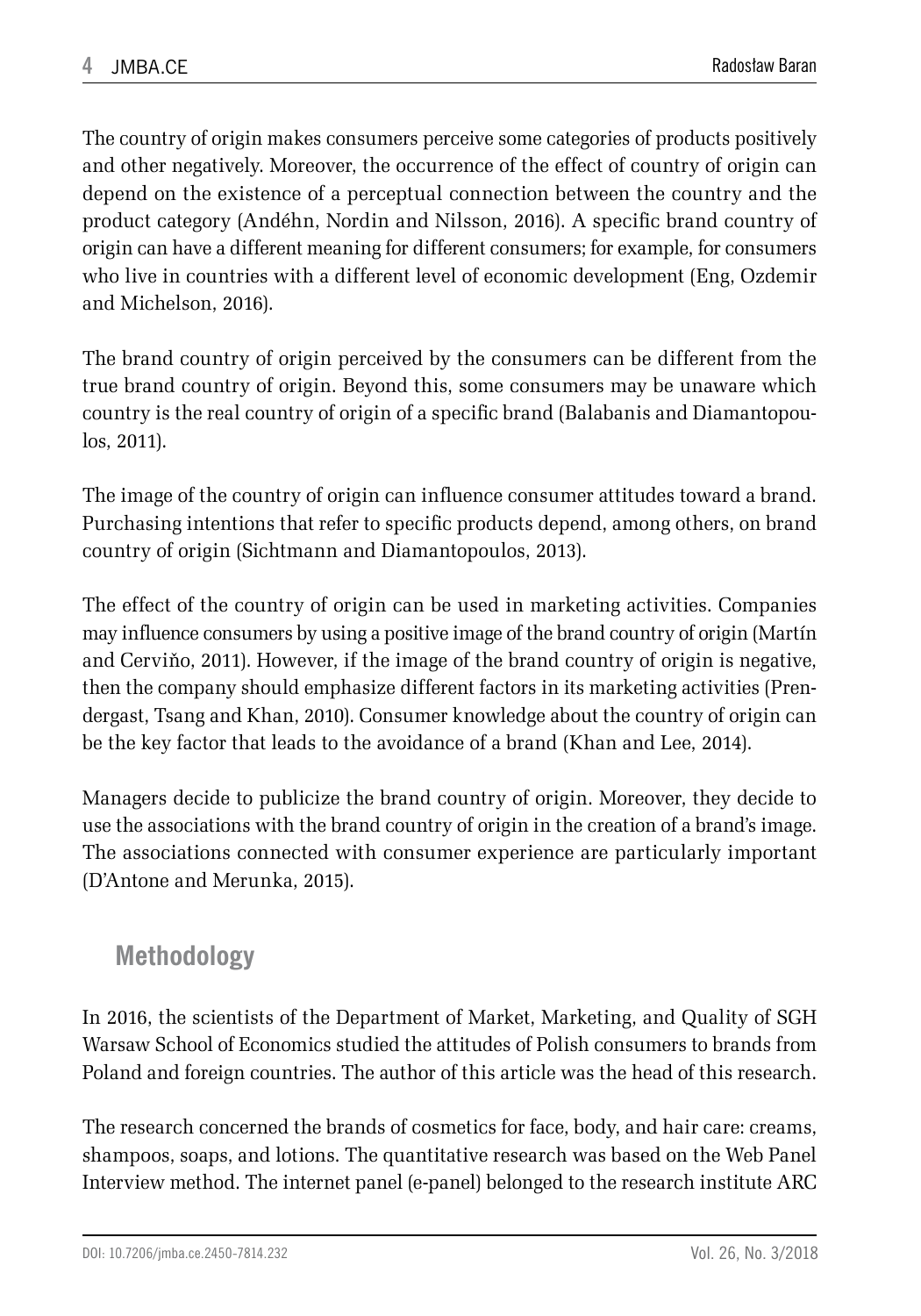The country of origin makes consumers perceive some categories of products positively and other negatively. Moreover, the occurrence of the effect of country of origin can depend on the existence of a perceptual connection between the country and the product category (Andéhn, Nordin and Nilsson, 2016). A specific brand country of origin can have a different meaning for different consumers; for example, for consumers who live in countries with a different level of economic development (Eng, Ozdemir and Michelson, 2016).

The brand country of origin perceived by the consumers can be different from the true brand country of origin. Beyond this, some consumers may be unaware which country is the real country of origin of a specific brand (Balabanis and Diamantopoulos, 2011).

The image of the country of origin can influence consumer attitudes toward a brand. Purchasing intentions that refer to specific products depend, among others, on brand country of origin (Sichtmann and Diamantopoulos, 2013).

The effect of the country of origin can be used in marketing activities. Companies may influence consumers by using a positive image of the brand country of origin (Martín and Cerviňo, 2011). However, if the image of the brand country of origin is negative, then the company should emphasize different factors in its marketing activities (Prendergast, Tsang and Khan, 2010). Consumer knowledge about the country of origin can be the key factor that leads to the avoidance of a brand (Khan and Lee, 2014).

Managers decide to publicize the brand country of origin. Moreover, they decide to use the associations with the brand country of origin in the creation of a brand's image. The associations connected with consumer experience are particularly important (D'Antone and Merunka, 2015).

## Methodology

In 2016, the scientists of the Department of Market, Marketing, and Quality of SGH Warsaw School of Economics studied the attitudes of Polish consumers to brands from Poland and foreign countries. The author of this article was the head of this research.

The research concerned the brands of cosmetics for face, body, and hair care: creams, shampoos, soaps, and lotions. The quantitative research was based on the Web Panel Interview method. The internet panel (e-panel) belonged to the research institute ARC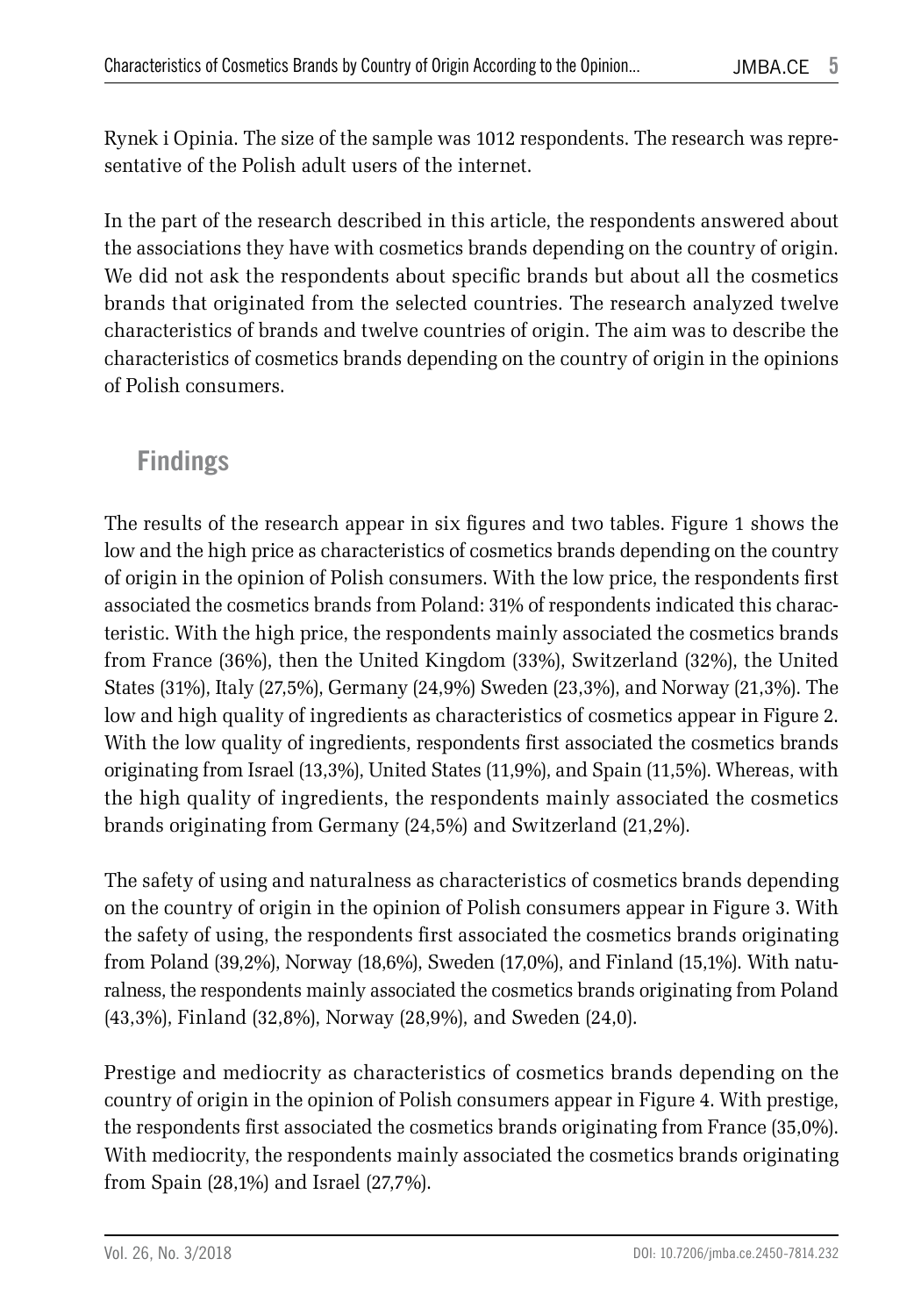Rynek i Opinia. The size of the sample was 1012 respondents. The research was representative of the Polish adult users of the internet.

In the part of the research described in this article, the respondents answered about the associations they have with cosmetics brands depending on the country of origin. We did not ask the respondents about specific brands but about all the cosmetics brands that originated from the selected countries. The research analyzed twelve characteristics of brands and twelve countries of origin. The aim was to describe the characteristics of cosmetics brands depending on the country of origin in the opinions of Polish consumers.

## Findings

The results of the research appear in six figures and two tables. Figure 1 shows the low and the high price as characteristics of cosmetics brands depending on the country of origin in the opinion of Polish consumers. With the low price, the respondents first associated the cosmetics brands from Poland: 31% of respondents indicated this characteristic. With the high price, the respondents mainly associated the cosmetics brands from France (36%), then the United Kingdom (33%), Switzerland (32%), the United States (31%), Italy (27,5%), Germany (24,9%) Sweden (23,3%), and Norway (21,3%). The low and high quality of ingredients as characteristics of cosmetics appear in Figure 2. With the low quality of ingredients, respondents first associated the cosmetics brands originating from Israel (13,3%), United States (11,9%), and Spain (11,5%). Whereas, with the high quality of ingredients, the respondents mainly associated the cosmetics brands originating from Germany (24,5%) and Switzerland (21,2%).

The safety of using and naturalness as characteristics of cosmetics brands depending on the country of origin in the opinion of Polish consumers appear in Figure 3. With the safety of using, the respondents first associated the cosmetics brands originating from Poland (39,2%), Norway (18,6%), Sweden (17,0%), and Finland (15,1%). With naturalness, the respondents mainly associated the cosmetics brands originating from Poland (43,3%), Finland (32,8%), Norway (28,9%), and Sweden (24,0).

Prestige and mediocrity as characteristics of cosmetics brands depending on the country of origin in the opinion of Polish consumers appear in Figure 4. With prestige, the respondents first associated the cosmetics brands originating from France (35,0%). With mediocrity, the respondents mainly associated the cosmetics brands originating from Spain (28,1%) and Israel (27,7%).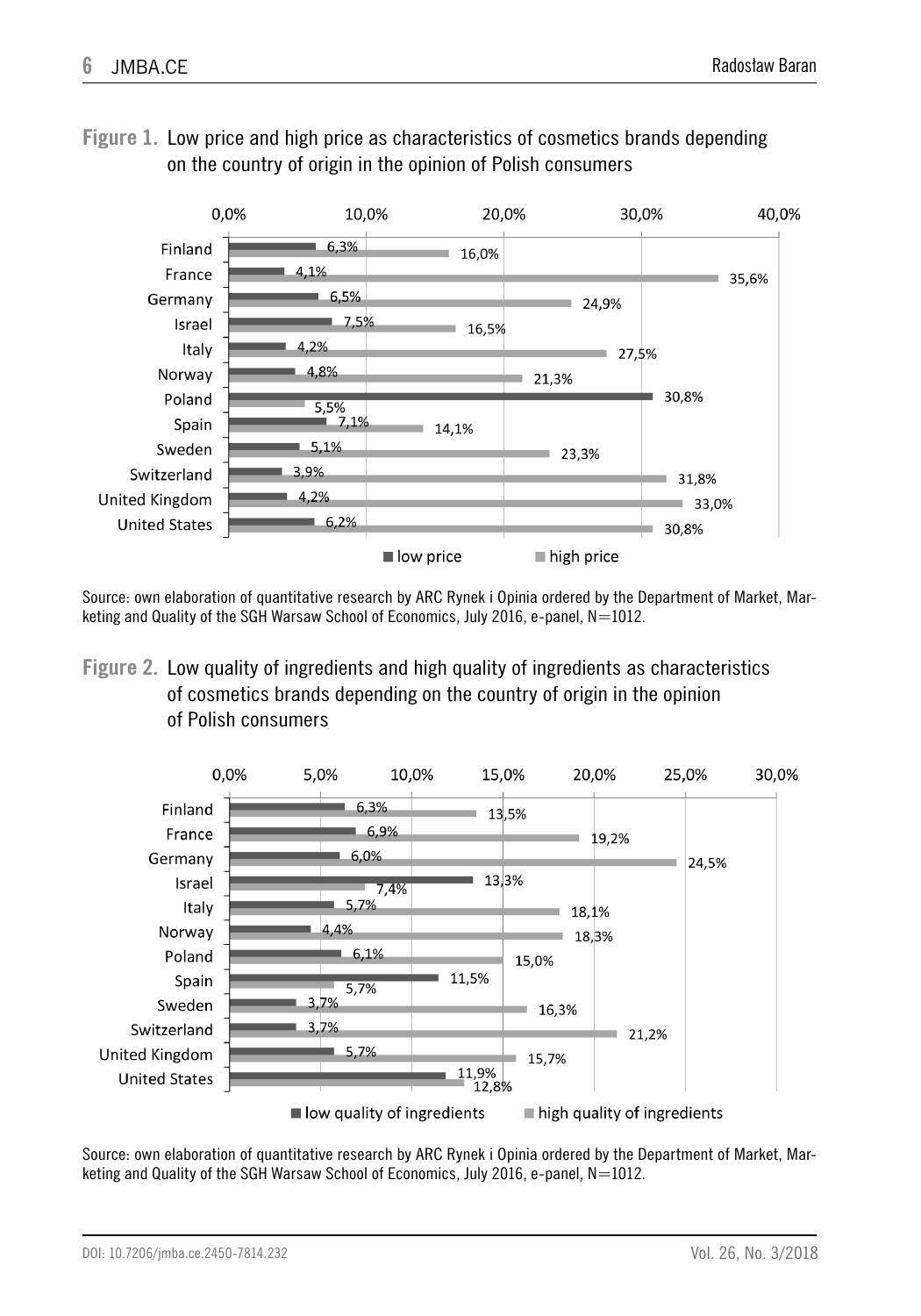**Figure 1.** Low price and high price as characteristics of cosmetics brands depending on the country of origin in the opinion of Polish consumers

| Country | low price | high price |
|---|---|---|
| Finland | 6,3% | 16,0% |
| France | 4,1% | 35,6% |
| Germany | 6,5% | 24,9% |
| Israel | 7,5% | 16,5% |
| Italy | 4,2% | 27,5% |
| Norway | 4,8% | 21,3% |
| Poland | 30,8% | 5,5% |
| Spain | 7,1% | 14,1% |
| Sweden | 5,1% | 23,3% |
| Switzerland | 3,9% | 31,8% |
| United Kingdom | 4,2% | 33,0% |
| United States | 6,2% | 30,8% |

Source: own elaboration of quantitative research by ARC Rynek i Opinia ordered by the Department of Market, Marketing and Quality of the SGH Warsaw School of Economics, July 2016, e-panel, N=1012.

**Figure 2.** Low quality of ingredients and high quality of ingredients as characteristics of cosmetics brands depending on the country of origin in the opinion of Polish consumers

| Country | low quality of ingredients | high quality of ingredients |
|---|---|---|
| Finland | 6,3% | 13,5% |
| France | 6,9% | 19,2% |
| Germany | 6,0% | 24,5% |
| Israel | 13,3% | 7,4% |
| Italy | 5,7% | 18,1% |
| Norway | 4,4% | 18,3% |
| Poland | 6,1% | 15,0% |
| Spain | 11,5% | 5,7% |
| Sweden | 3,7% | 16,3% |
| Switzerland | 3,7% | 21,2% |
| United Kingdom | 5,7% | 15,7% |
| United States | 11,9% | 12,8% |

Source: own elaboration of quantitative research by ARC Rynek i Opinia ordered by the Department of Market, Marketing and Quality of the SGH Warsaw School of Economics, July 2016, e-panel, N=1012.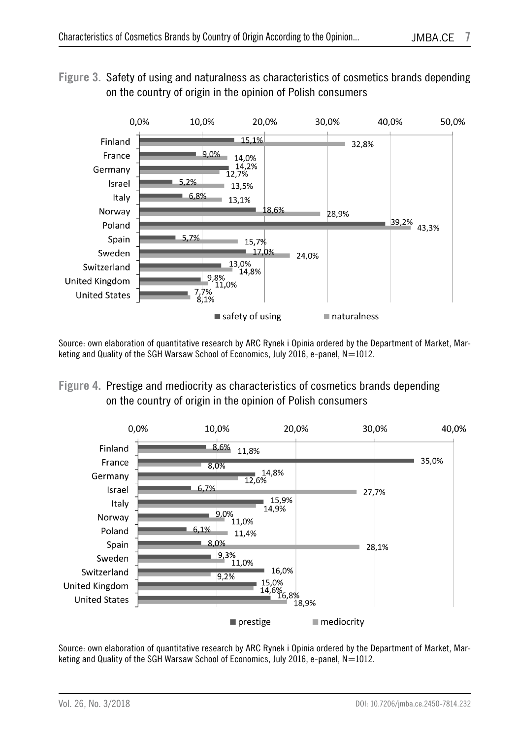**Figure 3.** Safety of using and naturalness as characteristics of cosmetics brands depending on the country of origin in the opinion of Polish consumers

| Country | safety of using | naturalness |
|---|---|---|
| Finland | 15,1% | 32,8% |
| France | 9,0% | 14,0% |
| Germany | 14,2% | 12,7% |
| Israel | 5,2% | 13,5% |
| Italy | 6,8% | 13,1% |
| Norway | 18,6% | 28,9% |
| Poland | 39,2% | 43,3% |
| Spain | 5,7% | 15,7% |
| Sweden | 17,0% | 24,0% |
| Switzerland | 13,0% | 14,8% |
| United Kingdom | 9,8% | 11,0% |
| United States | 7,7% | 8,1% |

Source: own elaboration of quantitative research by ARC Rynek i Opinia ordered by the Department of Market, Marketing and Quality of the SGH Warsaw School of Economics, July 2016, e-panel, N=1012.

**Figure 4.** Prestige and mediocrity as characteristics of cosmetics brands depending on the country of origin in the opinion of Polish consumers

| Country | prestige | mediocrity |
|---|---|---|
| Finland | 8,6% | 11,8% |
| France | 35,0% | 8,0% |
| Germany | 14,8% | 12,6% |
| Israel | 6,7% | 27,7% |
| Italy | 15,9% | 14,9% |
| Norway | 9,0% | 11,0% |
| Poland | 6,1% | 11,4% |
| Spain | 8,0% | 28,1% |
| Sweden | 9,3% | 11,0% |
| Switzerland | 16,0% | 9,2% |
| United Kingdom | 15,0% | 14,6% |
| United States | 16,8% | 18,9% |

Source: own elaboration of quantitative research by ARC Rynek i Opinia ordered by the Department of Market, Marketing and Quality of the SGH Warsaw School of Economics, July 2016, e-panel, N=1012.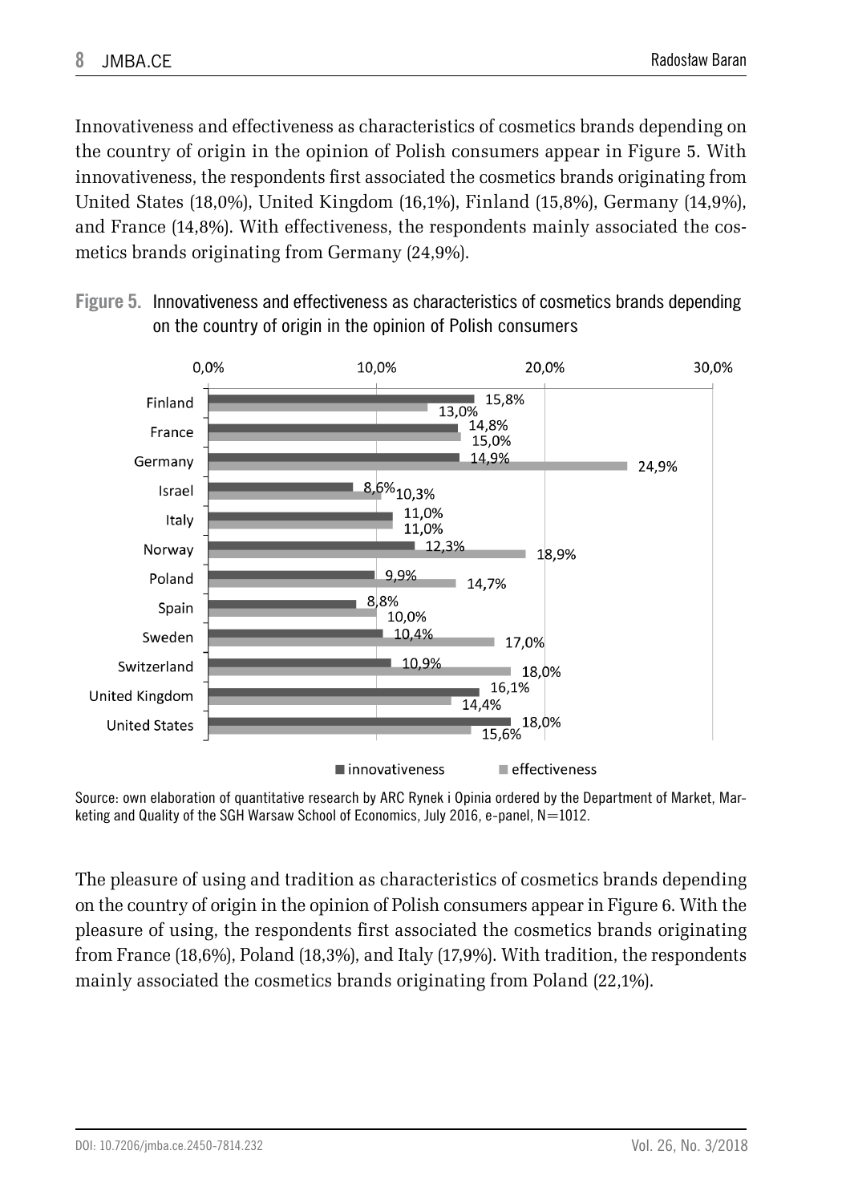Innovativeness and effectiveness as characteristics of cosmetics brands depending on the country of origin in the opinion of Polish consumers appear in Figure 5. With innovativeness, the respondents first associated the cosmetics brands originating from United States (18,0%), United Kingdom (16,1%), Finland (15,8%), Germany (14,9%), and France (14,8%). With effectiveness, the respondents mainly associated the cosmetics brands originating from Germany (24,9%).

**Figure 5.** Innovativeness and effectiveness as characteristics of cosmetics brands depending on the country of origin in the opinion of Polish consumers

| Country | innovativeness | effectiveness |
|---|---|---|
| Finland | 15,8% | 13,0% |
| France | 14,8% | 15,0% |
| Germany | 14,9% | 24,9% |
| Israel | 8,6% | 10,3% |
| Italy | 11,0% | 11,0% |
| Norway | 12,3% | 18,9% |
| Poland | 9,9% | 14,7% |
| Spain | 8,8% | 10,0% |
| Sweden | 10,4% | 17,0% |
| Switzerland | 10,9% | 18,0% |
| United Kingdom | 16,1% | 14,4% |
| United States | 18,0% | 15,6% |

Source: own elaboration of quantitative research by ARC Rynek i Opinia ordered by the Department of Market, Marketing and Quality of the SGH Warsaw School of Economics, July 2016, e-panel, N=1012.

The pleasure of using and tradition as characteristics of cosmetics brands depending on the country of origin in the opinion of Polish consumers appear in Figure 6. With the pleasure of using, the respondents first associated the cosmetics brands originating from France (18,6%), Poland (18,3%), and Italy (17,9%). With tradition, the respondents mainly associated the cosmetics brands originating from Poland (22,1%).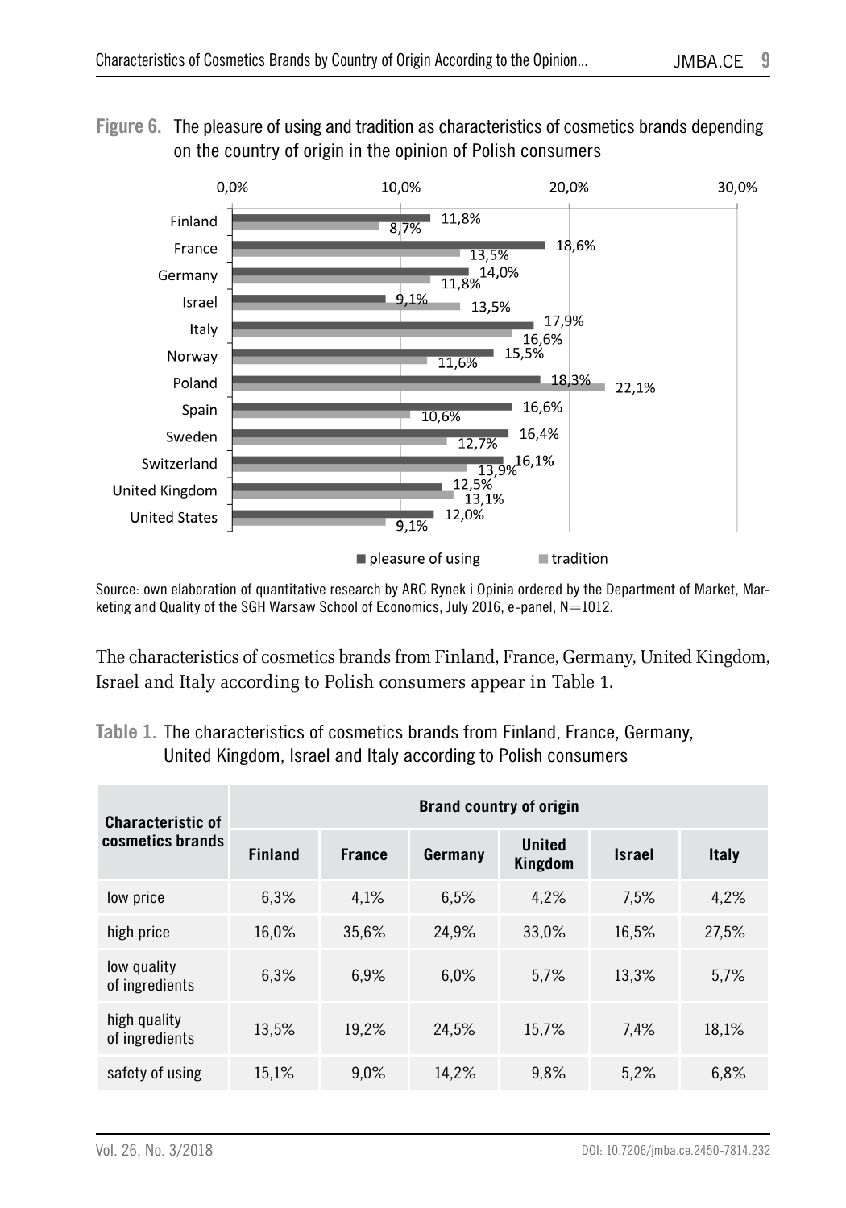**Figure 6.** The pleasure of using and tradition as characteristics of cosmetics brands depending on the country of origin in the opinion of Polish consumers

| Country | pleasure of using | tradition |
|---|---|---|
| Finland | 11,8% | 8,7% |
| France | 18,6% | 13,5% |
| Germany | 14,0% | 11,8% |
| Israel | 9,1% | 13,5% |
| Italy | 17,9% | 16,6% |
| Norway | 15,5% | 11,6% |
| Poland | 18,3% | 22,1% |
| Spain | 16,6% | 10,6% |
| Sweden | 16,4% | 12,7% |
| Switzerland | 16,1% | 13,9% |
| United Kingdom | 12,5% | 13,1% |
| United States | 12,0% | 9,1% |

Source: own elaboration of quantitative research by ARC Rynek i Opinia ordered by the Department of Market, Marketing and Quality of the SGH Warsaw School of Economics, July 2016, e-panel, N=1012.

The characteristics of cosmetics brands from Finland, France, Germany, United Kingdom, Israel and Italy according to Polish consumers appear in Table 1.

**Table 1.** The characteristics of cosmetics brands from Finland, France, Germany, United Kingdom, Israel and Italy according to Polish consumers

| Characteristic of cosmetics brands | Brand country of origin | | | | | |
|---|---|---|---|---|---|---|
| | Finland | France | Germany | United Kingdom | Israel | Italy |
| low price | 6,3% | 4,1% | 6,5% | 4,2% | 7,5% | 4,2% |
| high price | 16,0% | 35,6% | 24,9% | 33,0% | 16,5% | 27,5% |
| low quality of ingredients | 6,3% | 6,9% | 6,0% | 5,7% | 13,3% | 5,7% |
| high quality of ingredients | 13,5% | 19,2% | 24,5% | 15,7% | 7,4% | 18,1% |
| safety of using | 15,1% | 9,0% | 14,2% | 9,8% | 5,2% | 6,8% |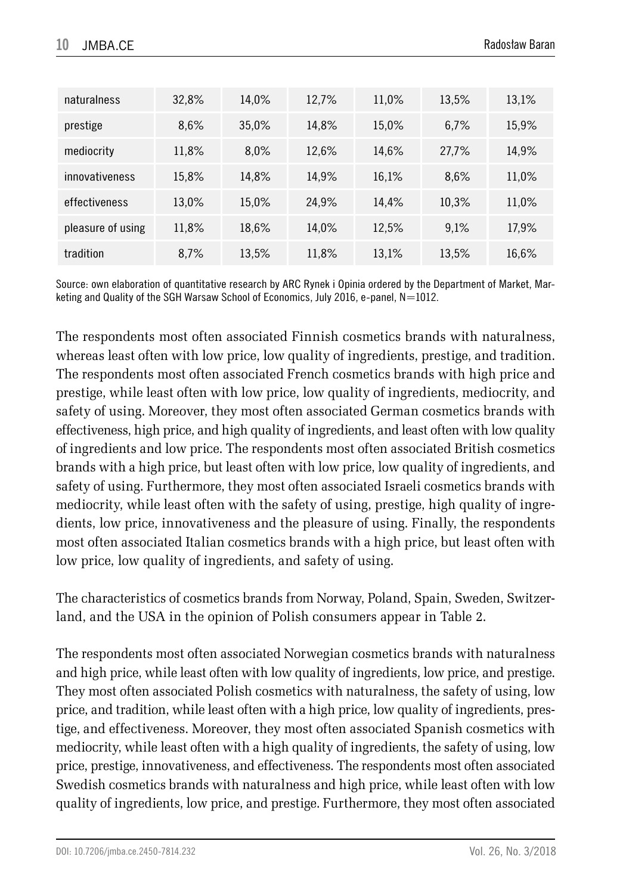| naturalness | 32,8% | 14,0% | 12,7% | 11,0% | 13,5% | 13,1% |
|---|---|---|---|---|---|---|
| prestige | 8,6% | 35,0% | 14,8% | 15,0% | 6,7% | 15,9% |
| mediocrity | 11,8% | 8,0% | 12,6% | 14,6% | 27,7% | 14,9% |
| innovativeness | 15,8% | 14,8% | 14,9% | 16,1% | 8,6% | 11,0% |
| effectiveness | 13,0% | 15,0% | 24,9% | 14,4% | 10,3% | 11,0% |
| pleasure of using | 11,8% | 18,6% | 14,0% | 12,5% | 9,1% | 17,9% |
| tradition | 8,7% | 13,5% | 11,8% | 13,1% | 13,5% | 16,6% |

Source: own elaboration of quantitative research by ARC Rynek i Opinia ordered by the Department of Market, Marketing and Quality of the SGH Warsaw School of Economics, July 2016, e-panel, N=1012.

The respondents most often associated Finnish cosmetics brands with naturalness, whereas least often with low price, low quality of ingredients, prestige, and tradition. The respondents most often associated French cosmetics brands with high price and prestige, while least often with low price, low quality of ingredients, mediocrity, and safety of using. Moreover, they most often associated German cosmetics brands with effectiveness, high price, and high quality of ingredients, and least often with low quality of ingredients and low price. The respondents most often associated British cosmetics brands with a high price, but least often with low price, low quality of ingredients, and safety of using. Furthermore, they most often associated Israeli cosmetics brands with mediocrity, while least often with the safety of using, prestige, high quality of ingredients, low price, innovativeness and the pleasure of using. Finally, the respondents most often associated Italian cosmetics brands with a high price, but least often with low price, low quality of ingredients, and safety of using.

The characteristics of cosmetics brands from Norway, Poland, Spain, Sweden, Switzerland, and the USA in the opinion of Polish consumers appear in Table 2.

The respondents most often associated Norwegian cosmetics brands with naturalness and high price, while least often with low quality of ingredients, low price, and prestige. They most often associated Polish cosmetics with naturalness, the safety of using, low price, and tradition, while least often with a high price, low quality of ingredients, prestige, and effectiveness. Moreover, they most often associated Spanish cosmetics with mediocrity, while least often with a high quality of ingredients, the safety of using, low price, prestige, innovativeness, and effectiveness. The respondents most often associated Swedish cosmetics brands with naturalness and high price, while least often with low quality of ingredients, low price, and prestige. Furthermore, they most often associated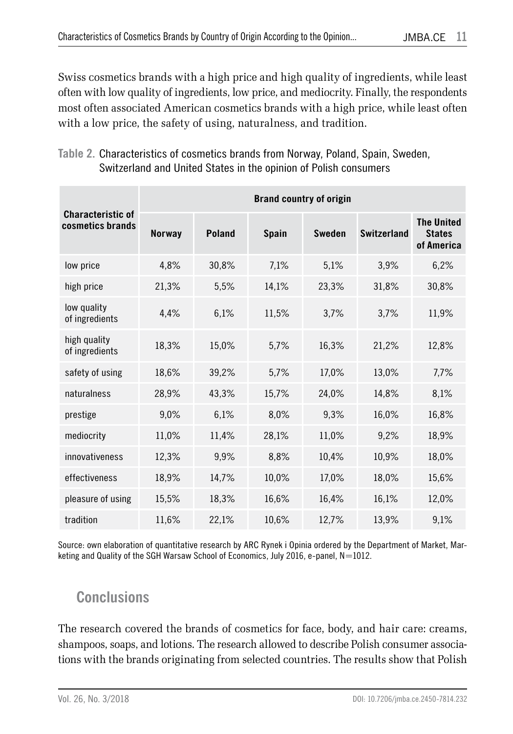Swiss cosmetics brands with a high price and high quality of ingredients, while least often with low quality of ingredients, low price, and mediocrity. Finally, the respondents most often associated American cosmetics brands with a high price, while least often with a low price, the safety of using, naturalness, and tradition.

**Table 2.** Characteristics of cosmetics brands from Norway, Poland, Spain, Sweden, Switzerland and United States in the opinion of Polish consumers

| Characteristic of cosmetics brands | Brand country of origin | | | | | |
|---|---|---|---|---|---|---|
| | Norway | Poland | Spain | Sweden | Switzerland | The United States of America |
| low price | 4,8% | 30,8% | 7,1% | 5,1% | 3,9% | 6,2% |
| high price | 21,3% | 5,5% | 14,1% | 23,3% | 31,8% | 30,8% |
| low quality of ingredients | 4,4% | 6,1% | 11,5% | 3,7% | 3,7% | 11,9% |
| high quality of ingredients | 18,3% | 15,0% | 5,7% | 16,3% | 21,2% | 12,8% |
| safety of using | 18,6% | 39,2% | 5,7% | 17,0% | 13,0% | 7,7% |
| naturalness | 28,9% | 43,3% | 15,7% | 24,0% | 14,8% | 8,1% |
| prestige | 9,0% | 6,1% | 8,0% | 9,3% | 16,0% | 16,8% |
| mediocrity | 11,0% | 11,4% | 28,1% | 11,0% | 9,2% | 18,9% |
| innovativeness | 12,3% | 9,9% | 8,8% | 10,4% | 10,9% | 18,0% |
| effectiveness | 18,9% | 14,7% | 10,0% | 17,0% | 18,0% | 15,6% |
| pleasure of using | 15,5% | 18,3% | 16,6% | 16,4% | 16,1% | 12,0% |
| tradition | 11,6% | 22,1% | 10,6% | 12,7% | 13,9% | 9,1% |

Source: own elaboration of quantitative research by ARC Rynek i Opinia ordered by the Department of Market, Marketing and Quality of the SGH Warsaw School of Economics, July 2016, e-panel, N=1012.

## Conclusions

The research covered the brands of cosmetics for face, body, and hair care: creams, shampoos, soaps, and lotions. The research allowed to describe Polish consumer associations with the brands originating from selected countries. The results show that Polish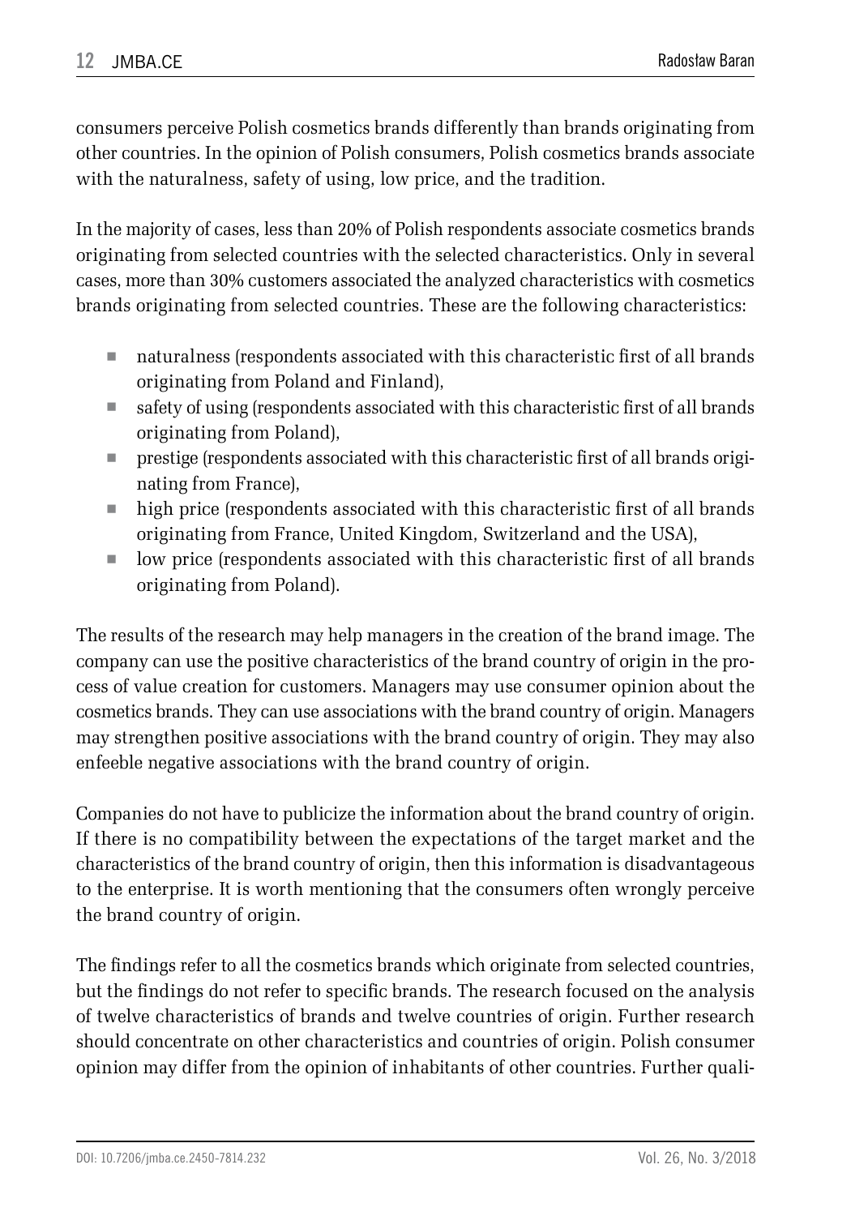consumers perceive Polish cosmetics brands differently than brands originating from other countries. In the opinion of Polish consumers, Polish cosmetics brands associate with the naturalness, safety of using, low price, and the tradition.

In the majority of cases, less than 20% of Polish respondents associate cosmetics brands originating from selected countries with the selected characteristics. Only in several cases, more than 30% customers associated the analyzed characteristics with cosmetics brands originating from selected countries. These are the following characteristics:

- naturalness (respondents associated with this characteristic first of all brands originating from Poland and Finland),
- safety of using (respondents associated with this characteristic first of all brands originating from Poland),
- prestige (respondents associated with this characteristic first of all brands originating from France),
- high price (respondents associated with this characteristic first of all brands originating from France, United Kingdom, Switzerland and the USA),
- low price (respondents associated with this characteristic first of all brands originating from Poland).

The results of the research may help managers in the creation of the brand image. The company can use the positive characteristics of the brand country of origin in the process of value creation for customers. Managers may use consumer opinion about the cosmetics brands. They can use associations with the brand country of origin. Managers may strengthen positive associations with the brand country of origin. They may also enfeeble negative associations with the brand country of origin.

Companies do not have to publicize the information about the brand country of origin. If there is no compatibility between the expectations of the target market and the characteristics of the brand country of origin, then this information is disadvantageous to the enterprise. It is worth mentioning that the consumers often wrongly perceive the brand country of origin.

The findings refer to all the cosmetics brands which originate from selected countries, but the findings do not refer to specific brands. The research focused on the analysis of twelve characteristics of brands and twelve countries of origin. Further research should concentrate on other characteristics and countries of origin. Polish consumer opinion may differ from the opinion of inhabitants of other countries. Further quali-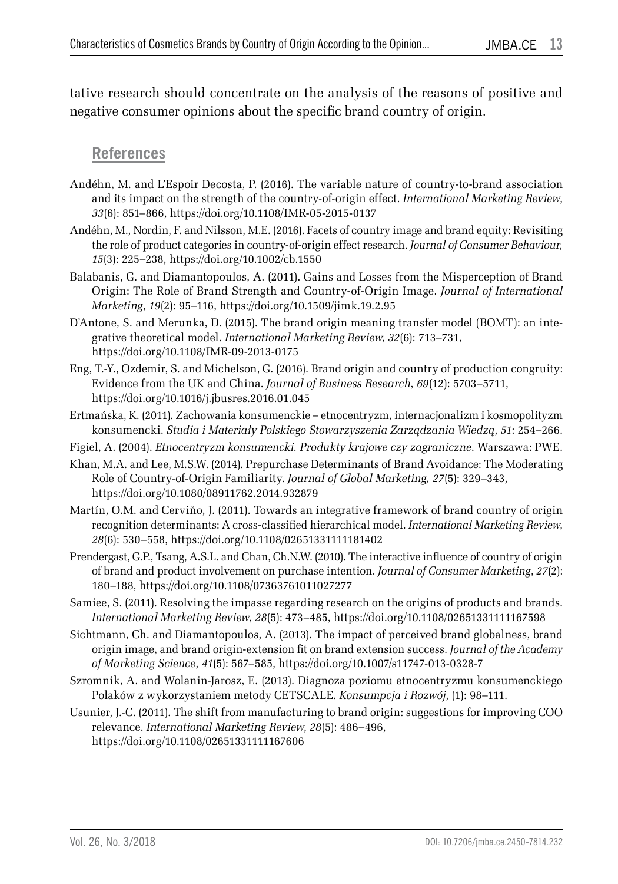tative research should concentrate on the analysis of the reasons of positive and negative consumer opinions about the specific brand country of origin.

## References

Andéhn, M. and L'Espoir Decosta, P. (2016). The variable nature of country-to-brand association and its impact on the strength of the country-of-origin effect. *International Marketing Review*, *33*(6): 851–866, https://doi.org/10.1108/IMR-05-2015-0137

Andéhn, M., Nordin, F. and Nilsson, M.E. (2016). Facets of country image and brand equity: Revisiting the role of product categories in country-of-origin effect research. *Journal of Consumer Behaviour*, *15*(3): 225–238, https://doi.org/10.1002/cb.1550

Balabanis, G. and Diamantopoulos, A. (2011). Gains and Losses from the Misperception of Brand Origin: The Role of Brand Strength and Country-of-Origin Image. *Journal of International Marketing*, *19*(2): 95–116, https://doi.org/10.1509/jimk.19.2.95

D'Antone, S. and Merunka, D. (2015). The brand origin meaning transfer model (BOMT): an integrative theoretical model. *International Marketing Review*, *32*(6): 713–731, https://doi.org/10.1108/IMR-09-2013-0175

Eng, T.-Y., Ozdemir, S. and Michelson, G. (2016). Brand origin and country of production congruity: Evidence from the UK and China. *Journal of Business Research*, *69*(12): 5703–5711, https://doi.org/10.1016/j.jbusres.2016.01.045

Ertmańska, K. (2011). Zachowania konsumenckie – etnocentryzm, internacjonalizm i kosmopolityzm konsumencki. *Studia i Materiały Polskiego Stowarzyszenia Zarządzania Wiedzą*, *51*: 254–266.

Figiel, A. (2004). *Etnocentryzm konsumencki. Produkty krajowe czy zagraniczne*. Warszawa: PWE.

Khan, M.A. and Lee, M.S.W. (2014). Prepurchase Determinants of Brand Avoidance: The Moderating Role of Country-of-Origin Familiarity. *Journal of Global Marketing*, *27*(5): 329–343, https://doi.org/10.1080/08911762.2014.932879

Martín, O.M. and Cerviño, J. (2011). Towards an integrative framework of brand country of origin recognition determinants: A cross-classified hierarchical model. *International Marketing Review*, *28*(6): 530–558, https://doi.org/10.1108/02651331111181402

Prendergast, G.P., Tsang, A.S.L. and Chan, Ch.N.W. (2010). The interactive influence of country of origin of brand and product involvement on purchase intention. *Journal of Consumer Marketing*, *27*(2): 180–188, https://doi.org/10.1108/07363761011027277

Samiee, S. (2011). Resolving the impasse regarding research on the origins of products and brands. *International Marketing Review*, *28*(5): 473–485, https://doi.org/10.1108/02651331111167598

Sichtmann, Ch. and Diamantopoulos, A. (2013). The impact of perceived brand globalness, brand origin image, and brand origin-extension fit on brand extension success. *Journal of the Academy of Marketing Science*, *41*(5): 567–585, https://doi.org/10.1007/s11747-013-0328-7

Szromnik, A. and Wolanin-Jarosz, E. (2013). Diagnoza poziomu etnocentryzmu konsumenckiego Polaków z wykorzystaniem metody CETSCALE. *Konsumpcja i Rozwój*, (1): 98–111.

Usunier, J.-C. (2011). The shift from manufacturing to brand origin: suggestions for improving COO relevance. *International Marketing Review*, *28*(5): 486–496, https://doi.org/10.1108/02651331111167606